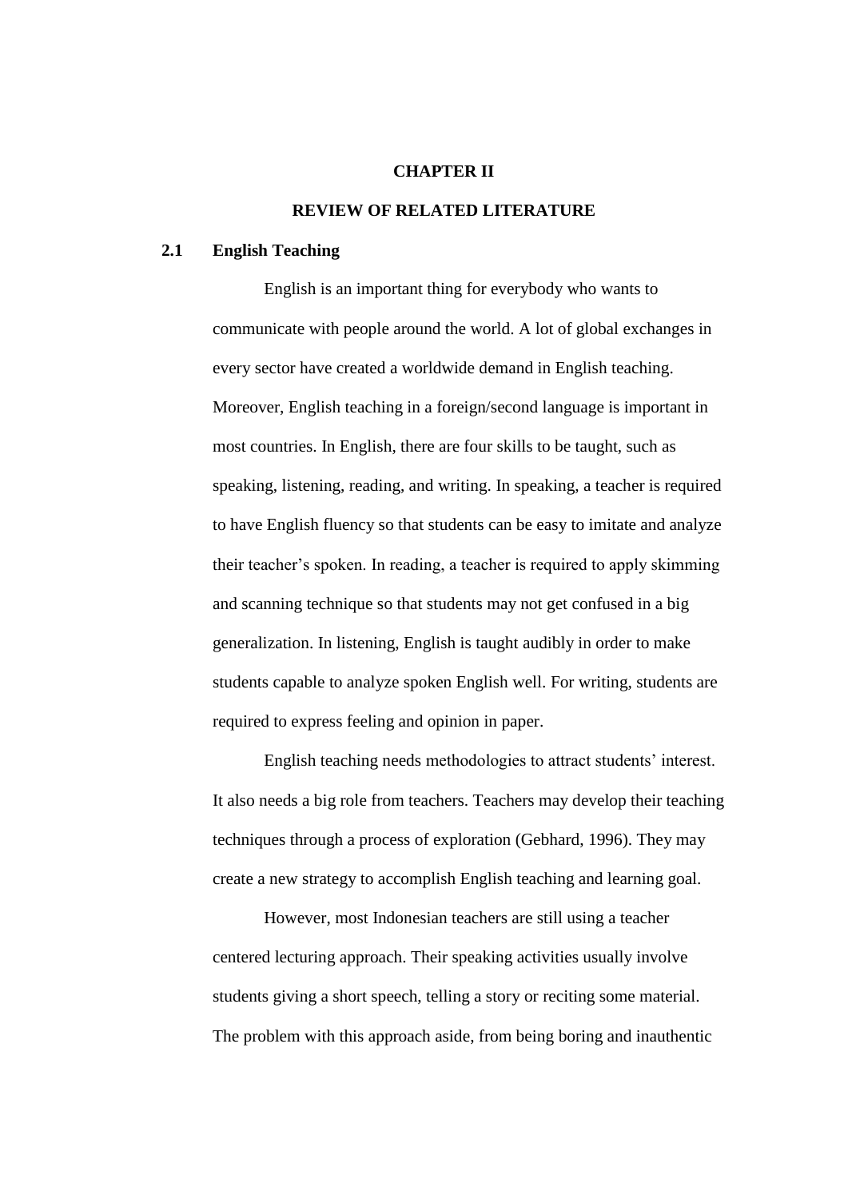# CHAPTER II

# REVIEW OF RELATED LITERATURE

## 2.1 English Teaching

English is an important thing for everybody who wants to communicate with people around the world. A lot of global exchanges in every sector have created a worldwide demand in English teaching. Moreover, English teaching in a foreign/second language is important in most countries. In English, there are four skills to be taught, such as speaking, listening, reading, and writing. In speaking, a teacher is required to have English fluency so that students can be easy to imitate and analyze their teacher's spoken. In reading, a teacher is required to apply skimming and scanning technique so that students may not get confused in a big generalization. In listening, English is taught audibly in order to make students capable to analyze spoken English well. For writing, students are required to express feeling and opinion in paper.

English teaching needs methodologies to attract students' interest. It also needs a big role from teachers. Teachers may develop their teaching techniques through a process of exploration (Gebhard, 1996). They may create a new strategy to accomplish English teaching and learning goal.

However, most Indonesian teachers are still using a teacher centered lecturing approach. Their speaking activities usually involve students giving a short speech, telling a story or reciting some material. The problem with this approach aside, from being boring and inauthentic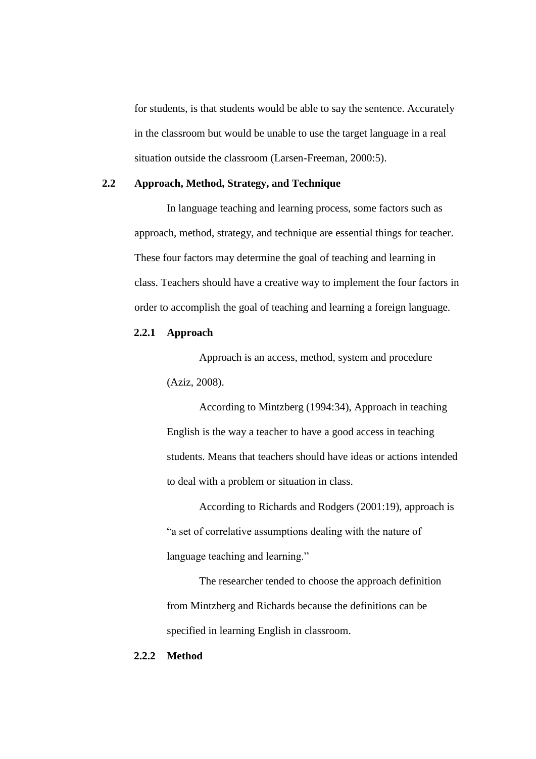for students, is that students would be able to say the sentence. Accurately in the classroom but would be unable to use the target language in a real situation outside the classroom (Larsen-Freeman, 2000:5).

## 2.2 Approach, Method, Strategy, and Technique

In language teaching and learning process, some factors such as approach, method, strategy, and technique are essential things for teacher. These four factors may determine the goal of teaching and learning in class. Teachers should have a creative way to implement the four factors in order to accomplish the goal of teaching and learning a foreign language.

### 2.2.1 Approach

Approach is an access, method, system and procedure (Aziz, 2008).

According to Mintzberg (1994:34), Approach in teaching English is the way a teacher to have a good access in teaching students. Means that teachers should have ideas or actions intended to deal with a problem or situation in class.

According to Richards and Rodgers (2001:19), approach is "a set of correlative assumptions dealing with the nature of language teaching and learning."

The researcher tended to choose the approach definition from Mintzberg and Richards because the definitions can be specified in learning English in classroom.

### 2.2.2 Method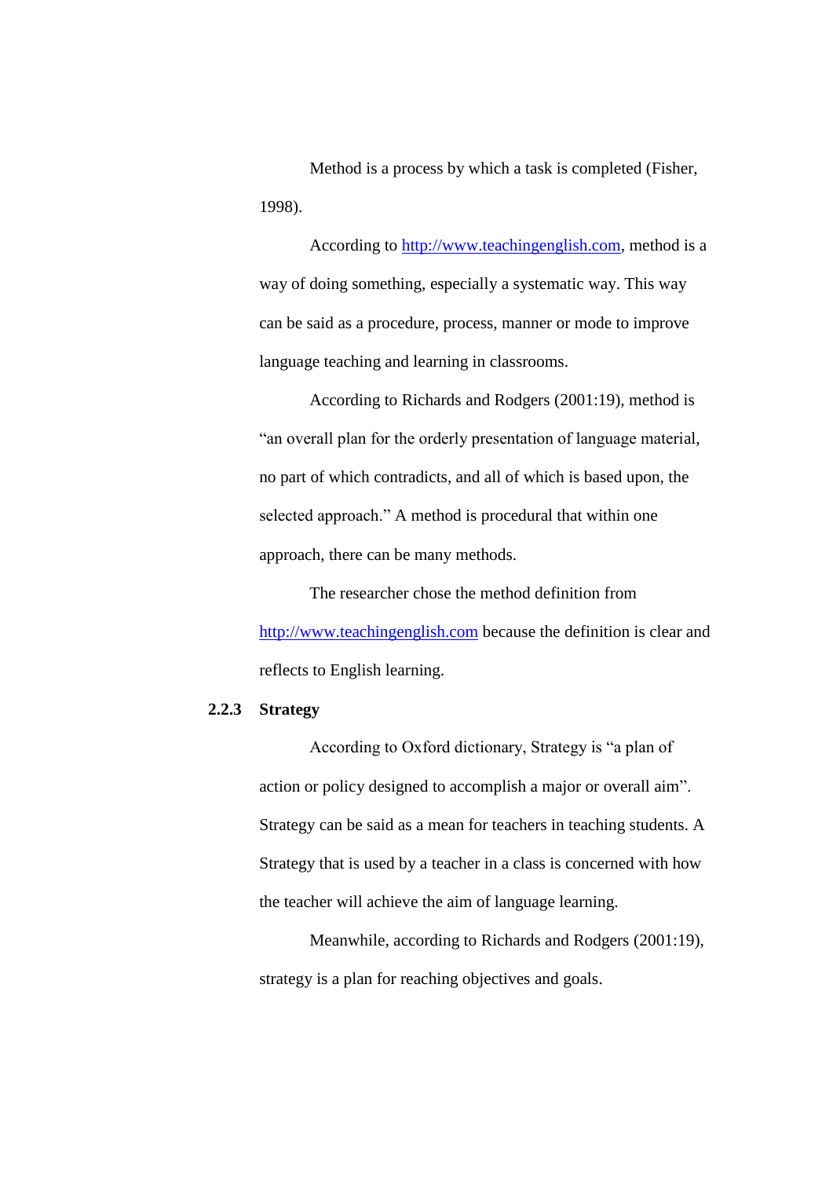Method is a process by which a task is completed (Fisher, 1998).

According to http://www.teachingenglish.com, method is a way of doing something, especially a systematic way. This way can be said as a procedure, process, manner or mode to improve language teaching and learning in classrooms.

According to Richards and Rodgers (2001:19), method is "an overall plan for the orderly presentation of language material, no part of which contradicts, and all of which is based upon, the selected approach." A method is procedural that within one approach, there can be many methods.

The researcher chose the method definition from http://www.teachingenglish.com because the definition is clear and reflects to English learning.

### 2.2.3 Strategy

According to Oxford dictionary, Strategy is "a plan of action or policy designed to accomplish a major or overall aim". Strategy can be said as a mean for teachers in teaching students. A Strategy that is used by a teacher in a class is concerned with how the teacher will achieve the aim of language learning.

Meanwhile, according to Richards and Rodgers (2001:19), strategy is a plan for reaching objectives and goals.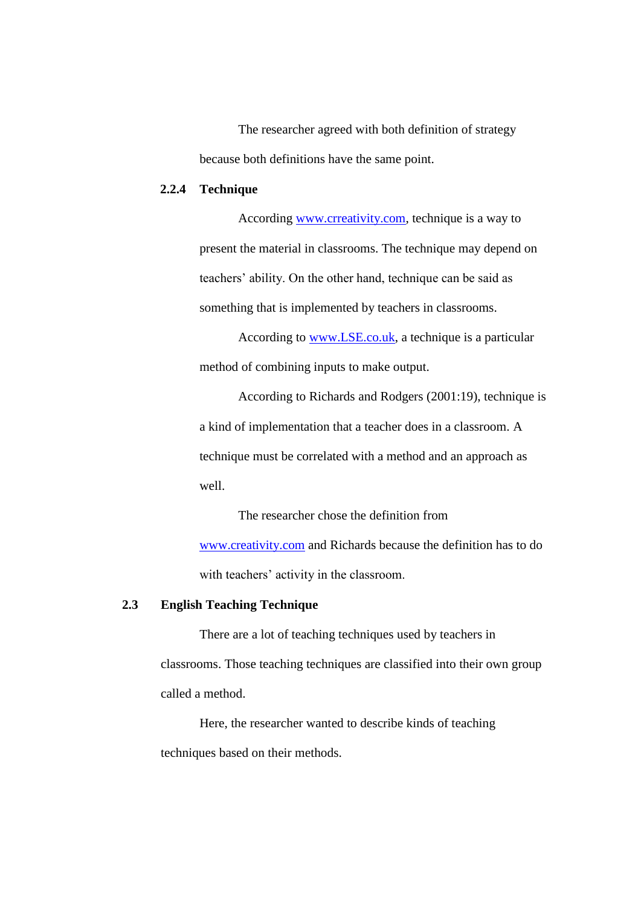The researcher agreed with both definition of strategy because both definitions have the same point.

### 2.2.4 Technique

According www.crreativity.com, technique is a way to present the material in classrooms. The technique may depend on teachers' ability. On the other hand, technique can be said as something that is implemented by teachers in classrooms.

According to www.LSE.co.uk, a technique is a particular method of combining inputs to make output.

According to Richards and Rodgers (2001:19), technique is a kind of implementation that a teacher does in a classroom. A technique must be correlated with a method and an approach as well.

The researcher chose the definition from www.creativity.com and Richards because the definition has to do with teachers' activity in the classroom.

## 2.3 English Teaching Technique

There are a lot of teaching techniques used by teachers in classrooms. Those teaching techniques are classified into their own group called a method.

Here, the researcher wanted to describe kinds of teaching techniques based on their methods.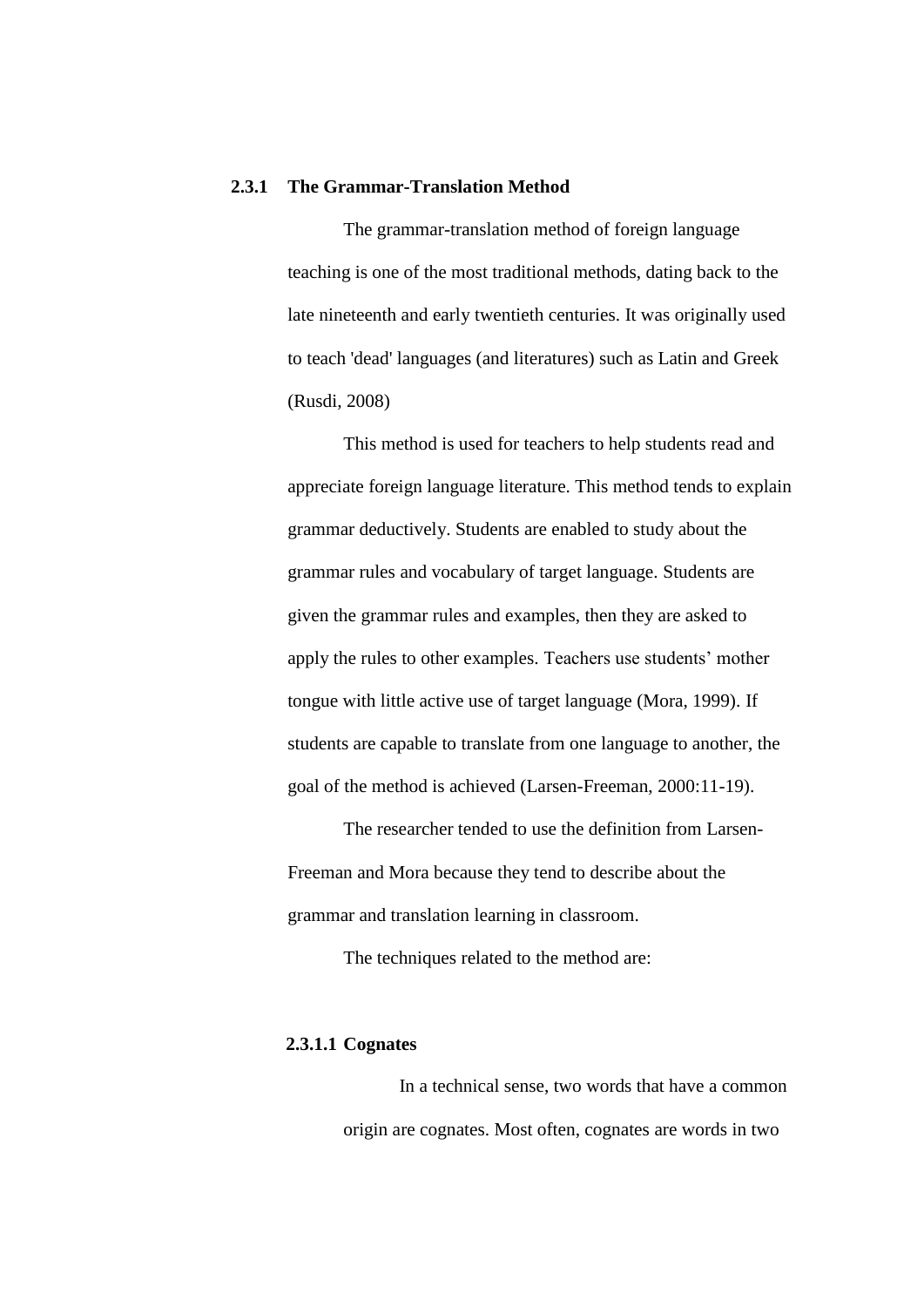### 2.3.1 The Grammar-Translation Method

The grammar-translation method of foreign language teaching is one of the most traditional methods, dating back to the late nineteenth and early twentieth centuries. It was originally used to teach 'dead' languages (and literatures) such as Latin and Greek (Rusdi, 2008)

This method is used for teachers to help students read and appreciate foreign language literature. This method tends to explain grammar deductively. Students are enabled to study about the grammar rules and vocabulary of target language. Students are given the grammar rules and examples, then they are asked to apply the rules to other examples. Teachers use students' mother tongue with little active use of target language (Mora, 1999). If students are capable to translate from one language to another, the goal of the method is achieved (Larsen-Freeman, 2000:11-19).

The researcher tended to use the definition from Larsen-Freeman and Mora because they tend to describe about the grammar and translation learning in classroom.

The techniques related to the method are:

#### 2.3.1.1 Cognates

In a technical sense, two words that have a common origin are cognates. Most often, cognates are words in two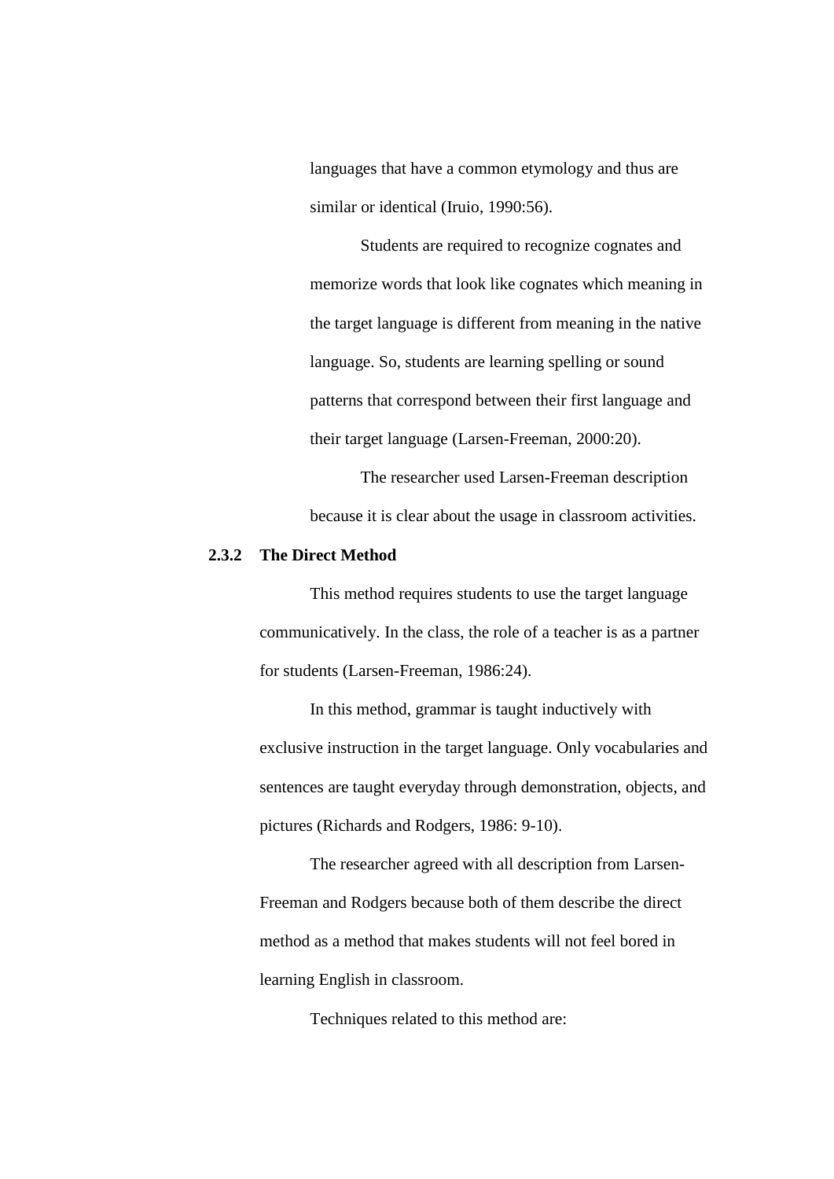languages that have a common etymology and thus are similar or identical (Iruio, 1990:56).

Students are required to recognize cognates and memorize words that look like cognates which meaning in the target language is different from meaning in the native language. So, students are learning spelling or sound patterns that correspond between their first language and their target language (Larsen-Freeman, 2000:20).

The researcher used Larsen-Freeman description because it is clear about the usage in classroom activities.

### 2.3.2 The Direct Method

This method requires students to use the target language communicatively. In the class, the role of a teacher is as a partner for students (Larsen-Freeman, 1986:24).

In this method, grammar is taught inductively with exclusive instruction in the target language. Only vocabularies and sentences are taught everyday through demonstration, objects, and pictures (Richards and Rodgers, 1986: 9-10).

The researcher agreed with all description from Larsen-Freeman and Rodgers because both of them describe the direct method as a method that makes students will not feel bored in learning English in classroom.

Techniques related to this method are: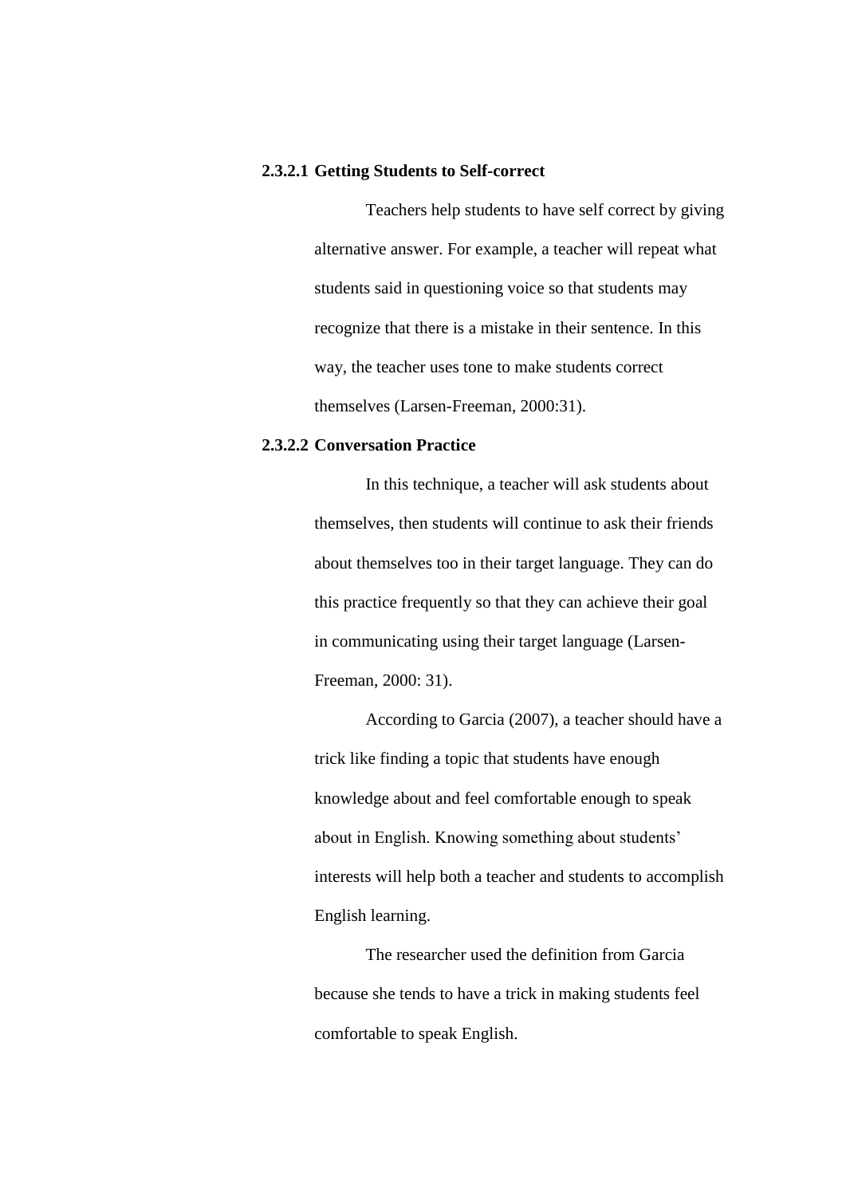#### 2.3.2.1 Getting Students to Self-correct

Teachers help students to have self correct by giving alternative answer. For example, a teacher will repeat what students said in questioning voice so that students may recognize that there is a mistake in their sentence. In this way, the teacher uses tone to make students correct themselves (Larsen-Freeman, 2000:31).

#### 2.3.2.2 Conversation Practice

In this technique, a teacher will ask students about themselves, then students will continue to ask their friends about themselves too in their target language. They can do this practice frequently so that they can achieve their goal in communicating using their target language (Larsen-Freeman, 2000: 31).

According to Garcia (2007), a teacher should have a trick like finding a topic that students have enough knowledge about and feel comfortable enough to speak about in English. Knowing something about students' interests will help both a teacher and students to accomplish English learning.

The researcher used the definition from Garcia because she tends to have a trick in making students feel comfortable to speak English.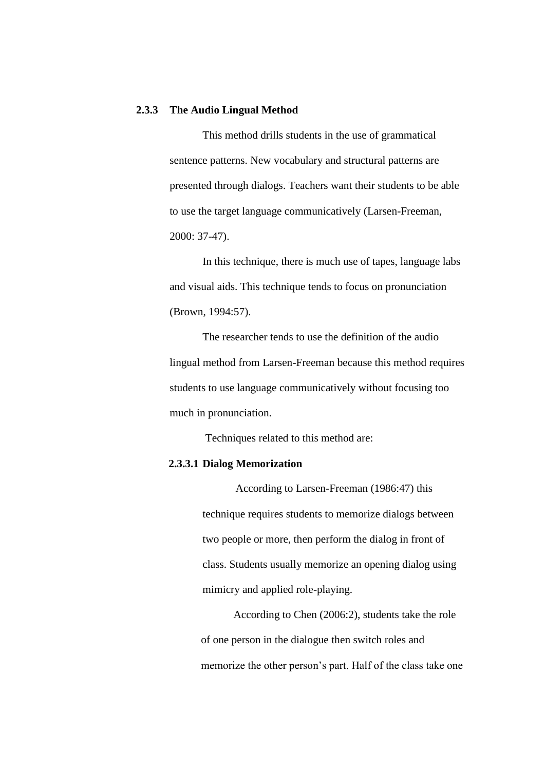### 2.3.3 The Audio Lingual Method

This method drills students in the use of grammatical sentence patterns. New vocabulary and structural patterns are presented through dialogs. Teachers want their students to be able to use the target language communicatively (Larsen-Freeman, 2000: 37-47).

In this technique, there is much use of tapes, language labs and visual aids. This technique tends to focus on pronunciation (Brown, 1994:57).

The researcher tends to use the definition of the audio lingual method from Larsen-Freeman because this method requires students to use language communicatively without focusing too much in pronunciation.

Techniques related to this method are:

#### 2.3.3.1 Dialog Memorization

According to Larsen-Freeman (1986:47) this technique requires students to memorize dialogs between two people or more, then perform the dialog in front of class. Students usually memorize an opening dialog using mimicry and applied role-playing.

According to Chen (2006:2), students take the role of one person in the dialogue then switch roles and memorize the other person's part. Half of the class take one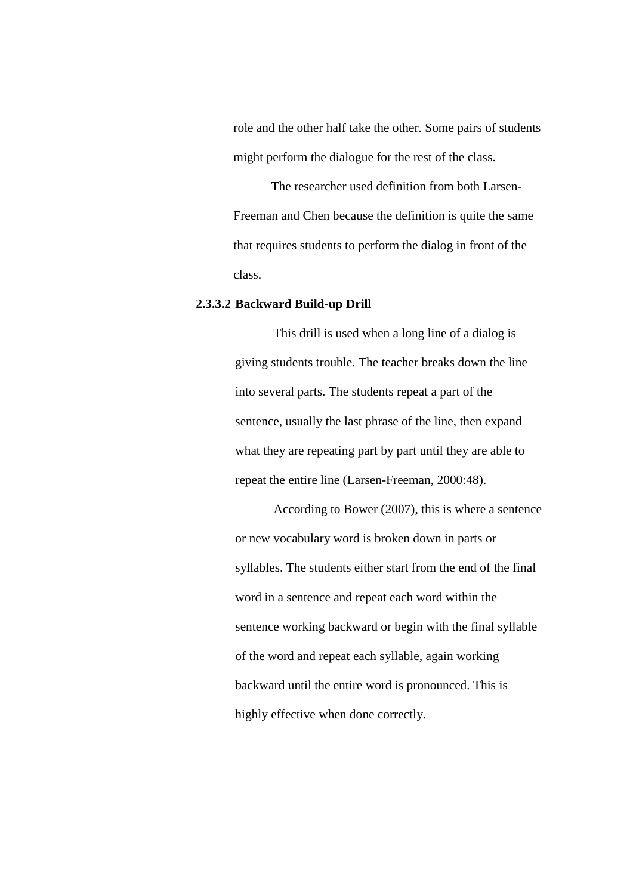role and the other half take the other. Some pairs of students might perform the dialogue for the rest of the class.

The researcher used definition from both Larsen-Freeman and Chen because the definition is quite the same that requires students to perform the dialog in front of the class.

#### 2.3.3.2 Backward Build-up Drill

This drill is used when a long line of a dialog is giving students trouble. The teacher breaks down the line into several parts. The students repeat a part of the sentence, usually the last phrase of the line, then expand what they are repeating part by part until they are able to repeat the entire line (Larsen-Freeman, 2000:48).

According to Bower (2007), this is where a sentence or new vocabulary word is broken down in parts or syllables. The students either start from the end of the final word in a sentence and repeat each word within the sentence working backward or begin with the final syllable of the word and repeat each syllable, again working backward until the entire word is pronounced. This is highly effective when done correctly.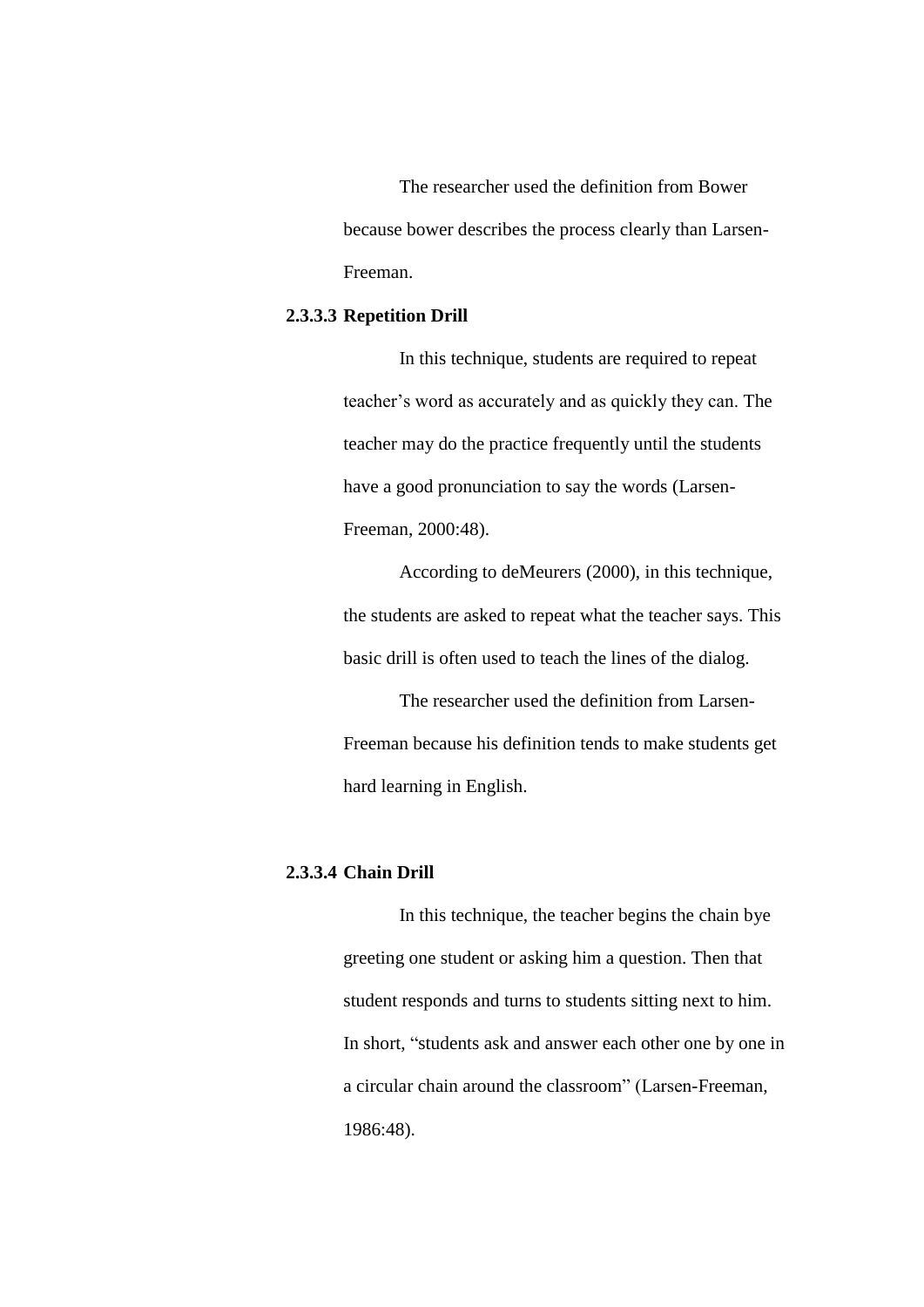The researcher used the definition from Bower because bower describes the process clearly than Larsen-Freeman.

**2.3.3.3 Repetition Drill**

In this technique, students are required to repeat teacher's word as accurately and as quickly they can. The teacher may do the practice frequently until the students have a good pronunciation to say the words (Larsen-Freeman, 2000:48).

According to deMeurers (2000), in this technique, the students are asked to repeat what the teacher says. This basic drill is often used to teach the lines of the dialog.

The researcher used the definition from Larsen-Freeman because his definition tends to make students get hard learning in English.

**2.3.3.4 Chain Drill**

In this technique, the teacher begins the chain bye greeting one student or asking him a question. Then that student responds and turns to students sitting next to him. In short, "students ask and answer each other one by one in a circular chain around the classroom" (Larsen-Freeman, 1986:48).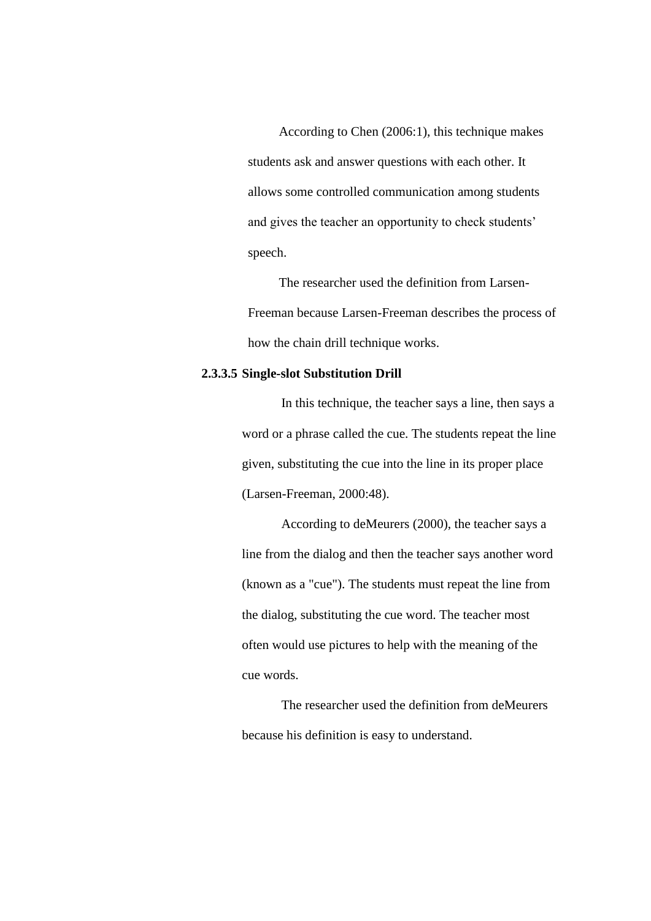According to Chen (2006:1), this technique makes students ask and answer questions with each other. It allows some controlled communication among students and gives the teacher an opportunity to check students' speech.

The researcher used the definition from Larsen-Freeman because Larsen-Freeman describes the process of how the chain drill technique works.

#### 2.3.3.5 Single-slot Substitution Drill

In this technique, the teacher says a line, then says a word or a phrase called the cue. The students repeat the line given, substituting the cue into the line in its proper place (Larsen-Freeman, 2000:48).

According to deMeurers (2000), the teacher says a line from the dialog and then the teacher says another word (known as a "cue"). The students must repeat the line from the dialog, substituting the cue word. The teacher most often would use pictures to help with the meaning of the cue words.

The researcher used the definition from deMeurers because his definition is easy to understand.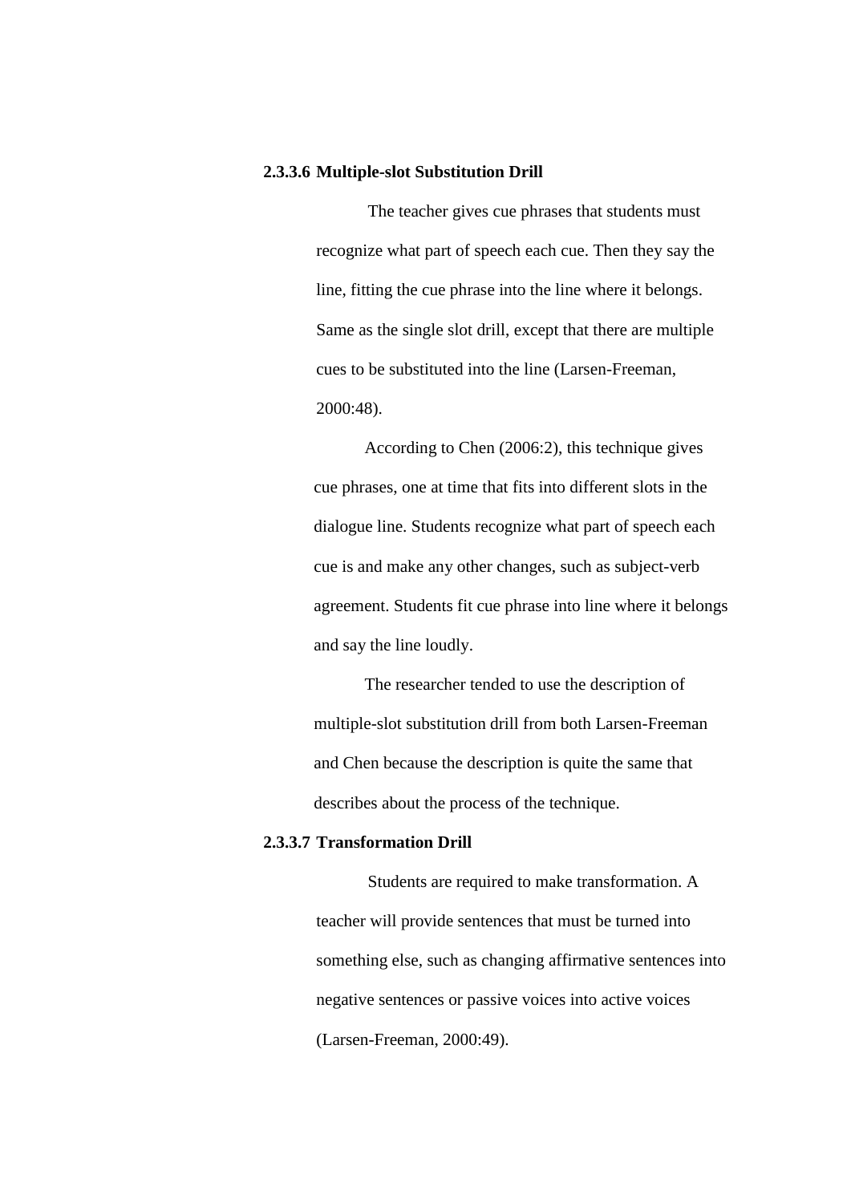#### 2.3.3.6 Multiple-slot Substitution Drill

The teacher gives cue phrases that students must recognize what part of speech each cue. Then they say the line, fitting the cue phrase into the line where it belongs. Same as the single slot drill, except that there are multiple cues to be substituted into the line (Larsen-Freeman, 2000:48).

According to Chen (2006:2), this technique gives cue phrases, one at time that fits into different slots in the dialogue line. Students recognize what part of speech each cue is and make any other changes, such as subject-verb agreement. Students fit cue phrase into line where it belongs and say the line loudly.

The researcher tended to use the description of multiple-slot substitution drill from both Larsen-Freeman and Chen because the description is quite the same that describes about the process of the technique.

#### 2.3.3.7 Transformation Drill

Students are required to make transformation. A teacher will provide sentences that must be turned into something else, such as changing affirmative sentences into negative sentences or passive voices into active voices (Larsen-Freeman, 2000:49).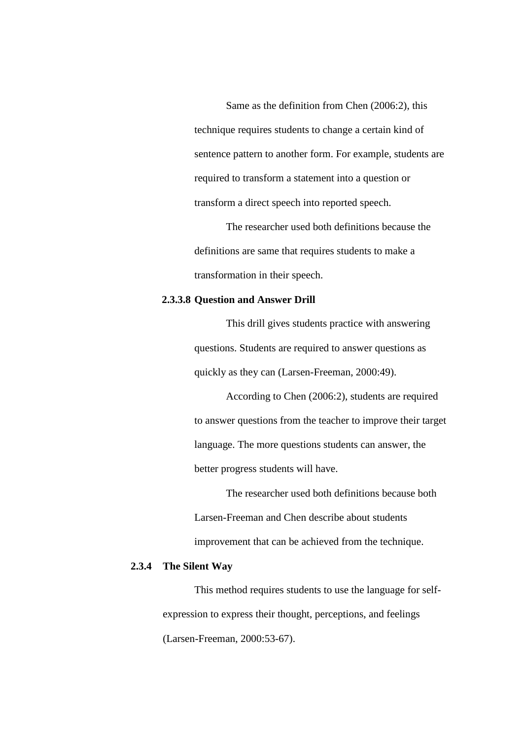Same as the definition from Chen (2006:2), this technique requires students to change a certain kind of sentence pattern to another form. For example, students are required to transform a statement into a question or transform a direct speech into reported speech.

The researcher used both definitions because the definitions are same that requires students to make a transformation in their speech.

#### 2.3.3.8 Question and Answer Drill

This drill gives students practice with answering questions. Students are required to answer questions as quickly as they can (Larsen-Freeman, 2000:49).

According to Chen (2006:2), students are required to answer questions from the teacher to improve their target language. The more questions students can answer, the better progress students will have.

The researcher used both definitions because both Larsen-Freeman and Chen describe about students improvement that can be achieved from the technique.

### 2.3.4 The Silent Way

This method requires students to use the language for self-expression to express their thought, perceptions, and feelings (Larsen-Freeman, 2000:53-67).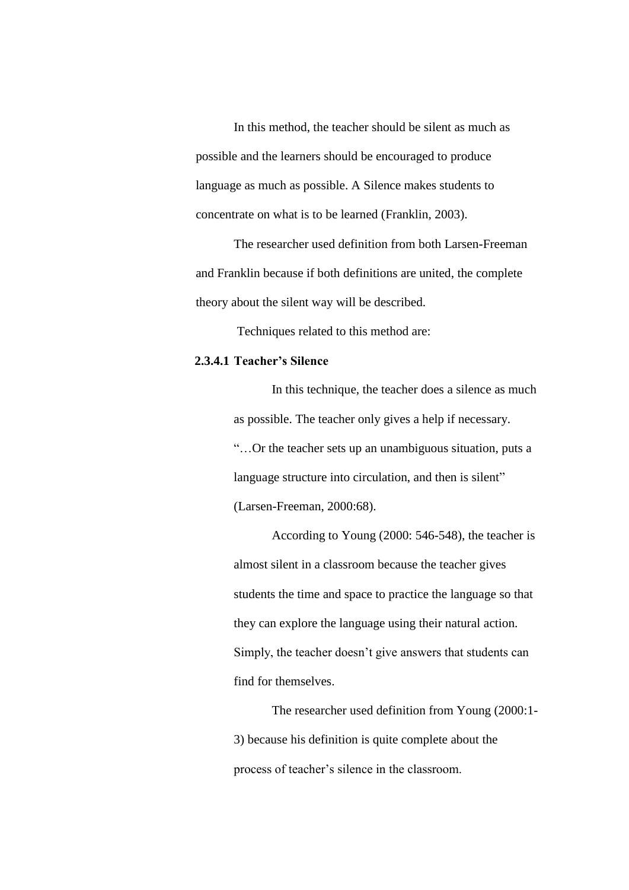In this method, the teacher should be silent as much as possible and the learners should be encouraged to produce language as much as possible. A Silence makes students to concentrate on what is to be learned (Franklin, 2003).

The researcher used definition from both Larsen-Freeman and Franklin because if both definitions are united, the complete theory about the silent way will be described.

Techniques related to this method are:

#### 2.3.4.1 Teacher's Silence

In this technique, the teacher does a silence as much as possible. The teacher only gives a help if necessary. "…Or the teacher sets up an unambiguous situation, puts a language structure into circulation, and then is silent" (Larsen-Freeman, 2000:68).

According to Young (2000: 546-548), the teacher is almost silent in a classroom because the teacher gives students the time and space to practice the language so that they can explore the language using their natural action. Simply, the teacher doesn't give answers that students can find for themselves.

The researcher used definition from Young (2000:1-3) because his definition is quite complete about the process of teacher's silence in the classroom.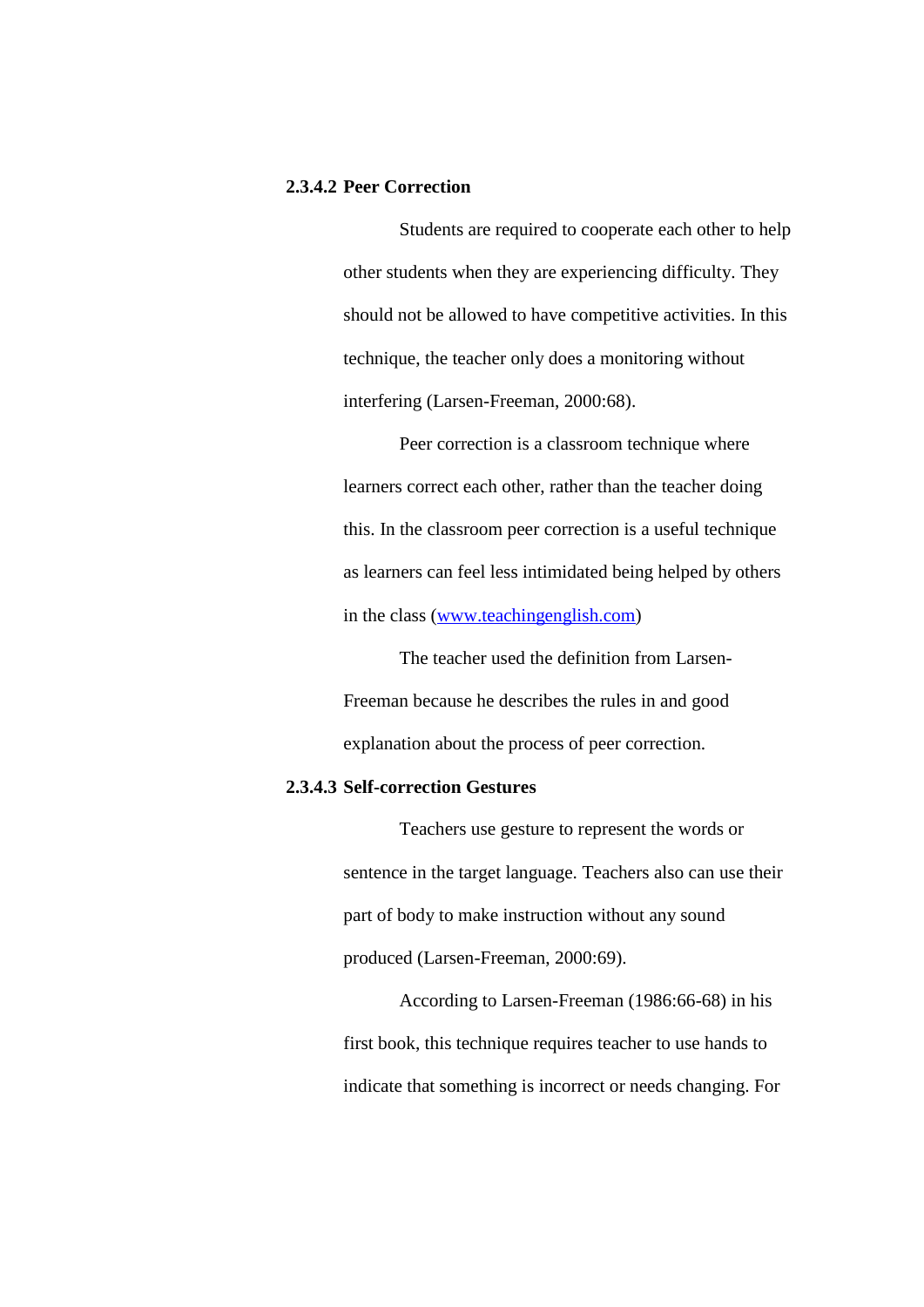#### 2.3.4.2 Peer Correction

Students are required to cooperate each other to help other students when they are experiencing difficulty. They should not be allowed to have competitive activities. In this technique, the teacher only does a monitoring without interfering (Larsen-Freeman, 2000:68).

Peer correction is a classroom technique where learners correct each other, rather than the teacher doing this. In the classroom peer correction is a useful technique as learners can feel less intimidated being helped by others in the class ([www.teachingenglish.com](www.teachingenglish.com))

The teacher used the definition from Larsen-Freeman because he describes the rules in and good explanation about the process of peer correction.

#### 2.3.4.3 Self-correction Gestures

Teachers use gesture to represent the words or sentence in the target language. Teachers also can use their part of body to make instruction without any sound produced (Larsen-Freeman, 2000:69).

According to Larsen-Freeman (1986:66-68) in his first book, this technique requires teacher to use hands to indicate that something is incorrect or needs changing. For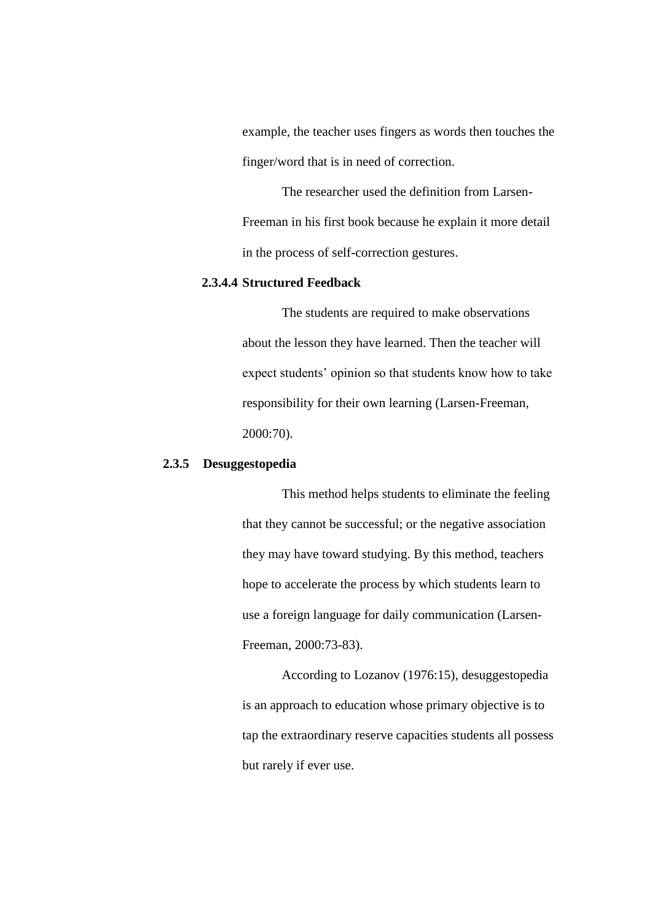example, the teacher uses fingers as words then touches the finger/word that is in need of correction.

The researcher used the definition from Larsen-Freeman in his first book because he explain it more detail in the process of self-correction gestures.

#### 2.3.4.4 Structured Feedback

The students are required to make observations about the lesson they have learned. Then the teacher will expect students' opinion so that students know how to take responsibility for their own learning (Larsen-Freeman, 2000:70).

### 2.3.5 Desuggestopedia

This method helps students to eliminate the feeling that they cannot be successful; or the negative association they may have toward studying. By this method, teachers hope to accelerate the process by which students learn to use a foreign language for daily communication (Larsen-Freeman, 2000:73-83).

According to Lozanov (1976:15), desuggestopedia is an approach to education whose primary objective is to tap the extraordinary reserve capacities students all possess but rarely if ever use.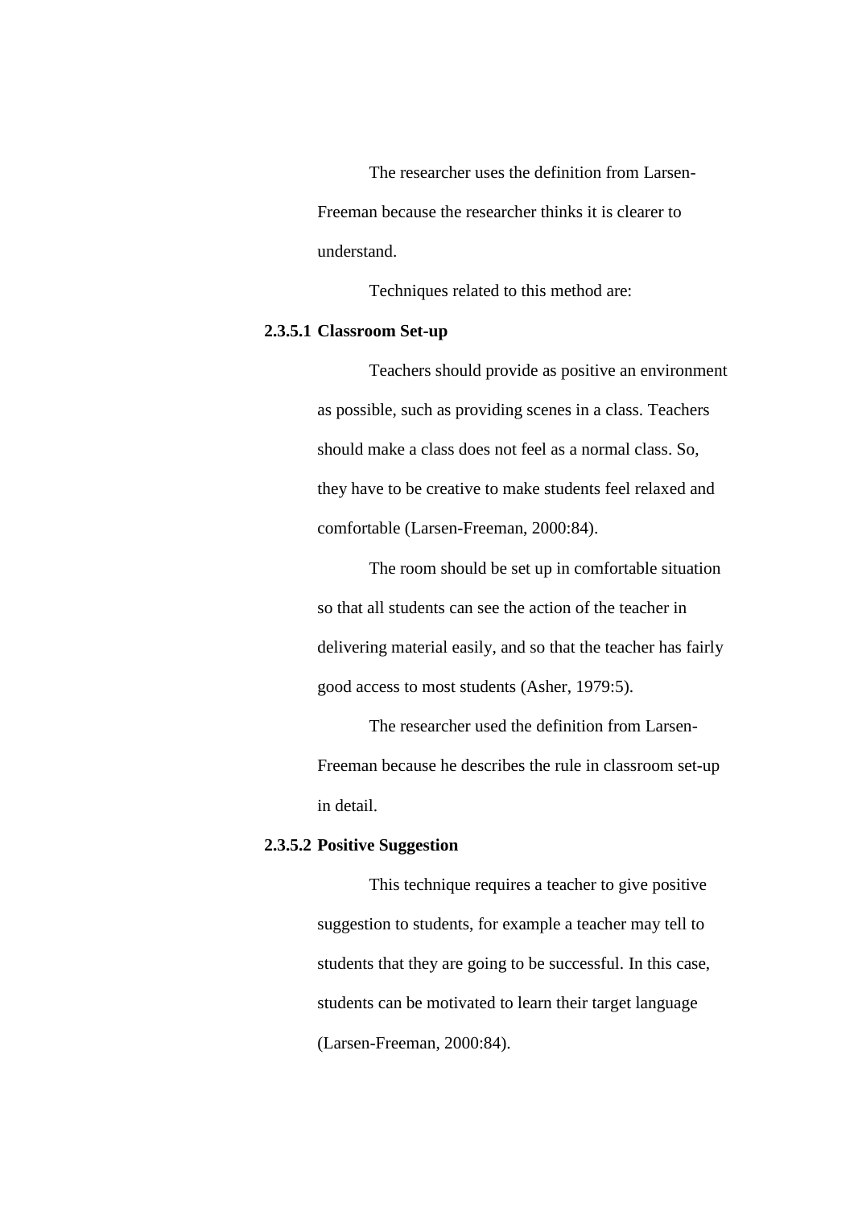The researcher uses the definition from Larsen-Freeman because the researcher thinks it is clearer to understand.

Techniques related to this method are:

#### 2.3.5.1 Classroom Set-up

Teachers should provide as positive an environment as possible, such as providing scenes in a class. Teachers should make a class does not feel as a normal class. So, they have to be creative to make students feel relaxed and comfortable (Larsen-Freeman, 2000:84).

The room should be set up in comfortable situation so that all students can see the action of the teacher in delivering material easily, and so that the teacher has fairly good access to most students (Asher, 1979:5).

The researcher used the definition from Larsen-Freeman because he describes the rule in classroom set-up in detail.

#### 2.3.5.2 Positive Suggestion

This technique requires a teacher to give positive suggestion to students, for example a teacher may tell to students that they are going to be successful. In this case, students can be motivated to learn their target language (Larsen-Freeman, 2000:84).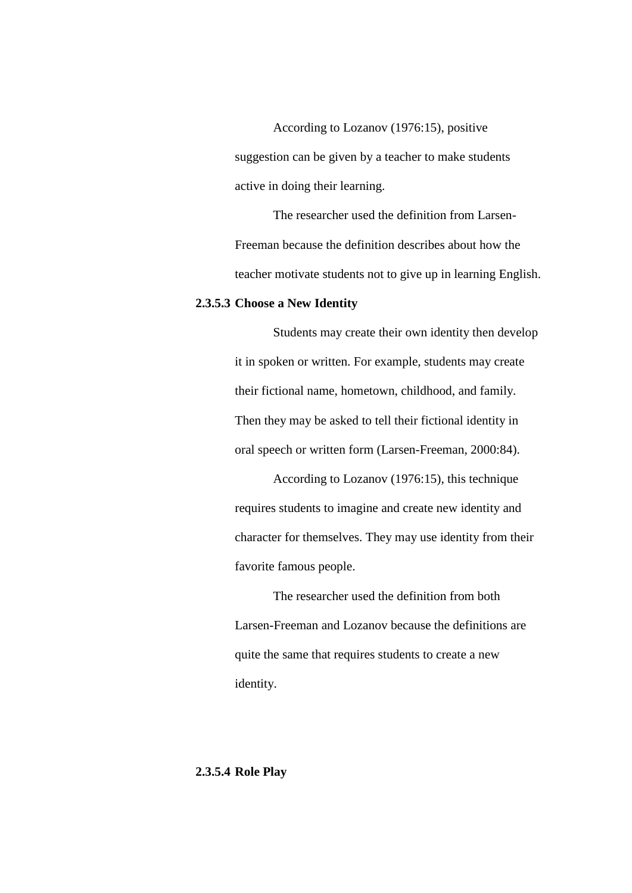According to Lozanov (1976:15), positive suggestion can be given by a teacher to make students active in doing their learning.

The researcher used the definition from Larsen-Freeman because the definition describes about how the teacher motivate students not to give up in learning English.

#### 2.3.5.3 Choose a New Identity

Students may create their own identity then develop it in spoken or written. For example, students may create their fictional name, hometown, childhood, and family. Then they may be asked to tell their fictional identity in oral speech or written form (Larsen-Freeman, 2000:84).

According to Lozanov (1976:15), this technique requires students to imagine and create new identity and character for themselves. They may use identity from their favorite famous people.

The researcher used the definition from both Larsen-Freeman and Lozanov because the definitions are quite the same that requires students to create a new identity.

#### 2.3.5.4 Role Play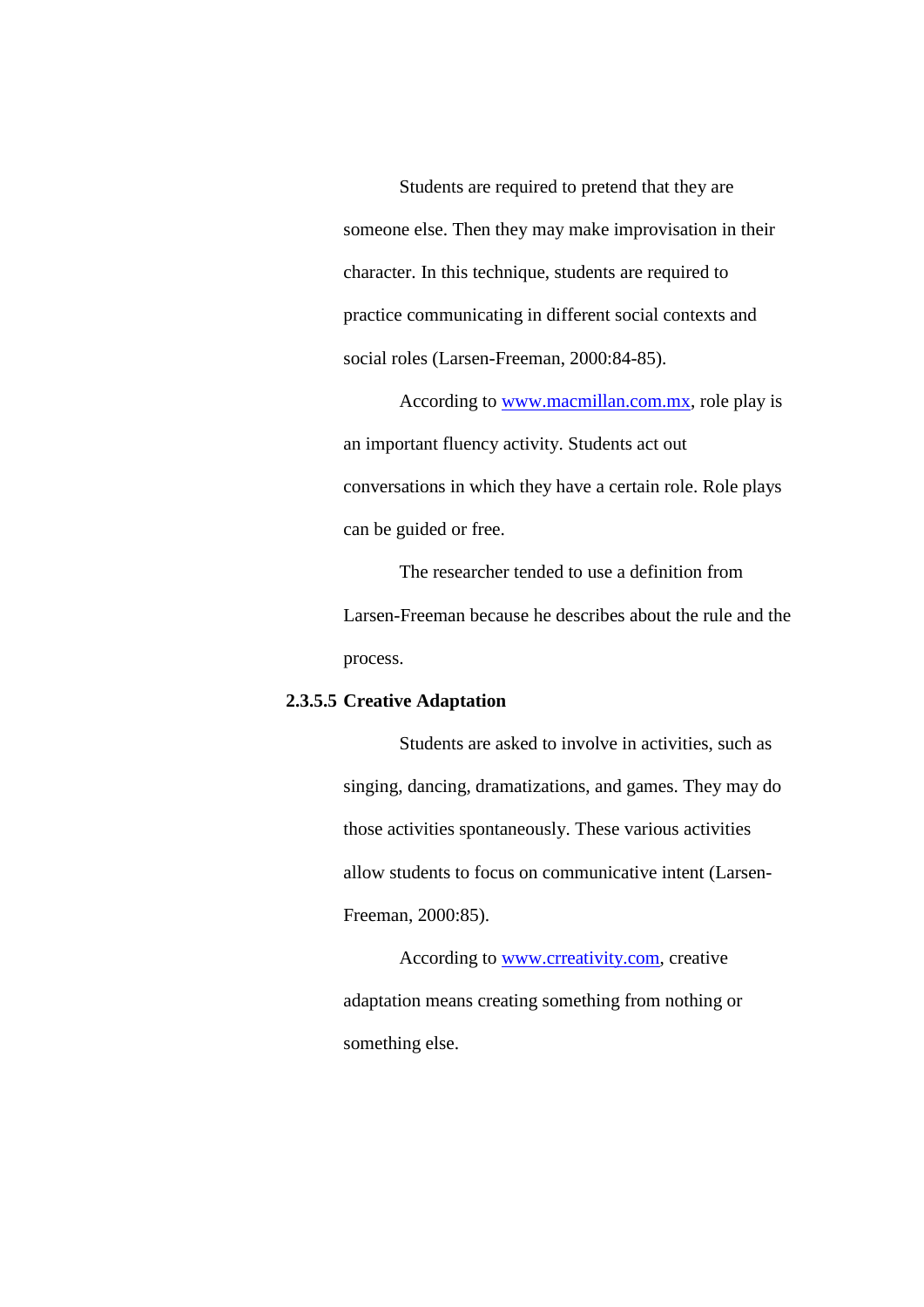Students are required to pretend that they are someone else. Then they may make improvisation in their character. In this technique, students are required to practice communicating in different social contexts and social roles (Larsen-Freeman, 2000:84-85).

According to www.macmillan.com.mx, role play is an important fluency activity. Students act out conversations in which they have a certain role. Role plays can be guided or free.

The researcher tended to use a definition from Larsen-Freeman because he describes about the rule and the process.

#### 2.3.5.5 Creative Adaptation

Students are asked to involve in activities, such as singing, dancing, dramatizations, and games. They may do those activities spontaneously. These various activities allow students to focus on communicative intent (Larsen-Freeman, 2000:85).

According to www.crreativity.com, creative adaptation means creating something from nothing or something else.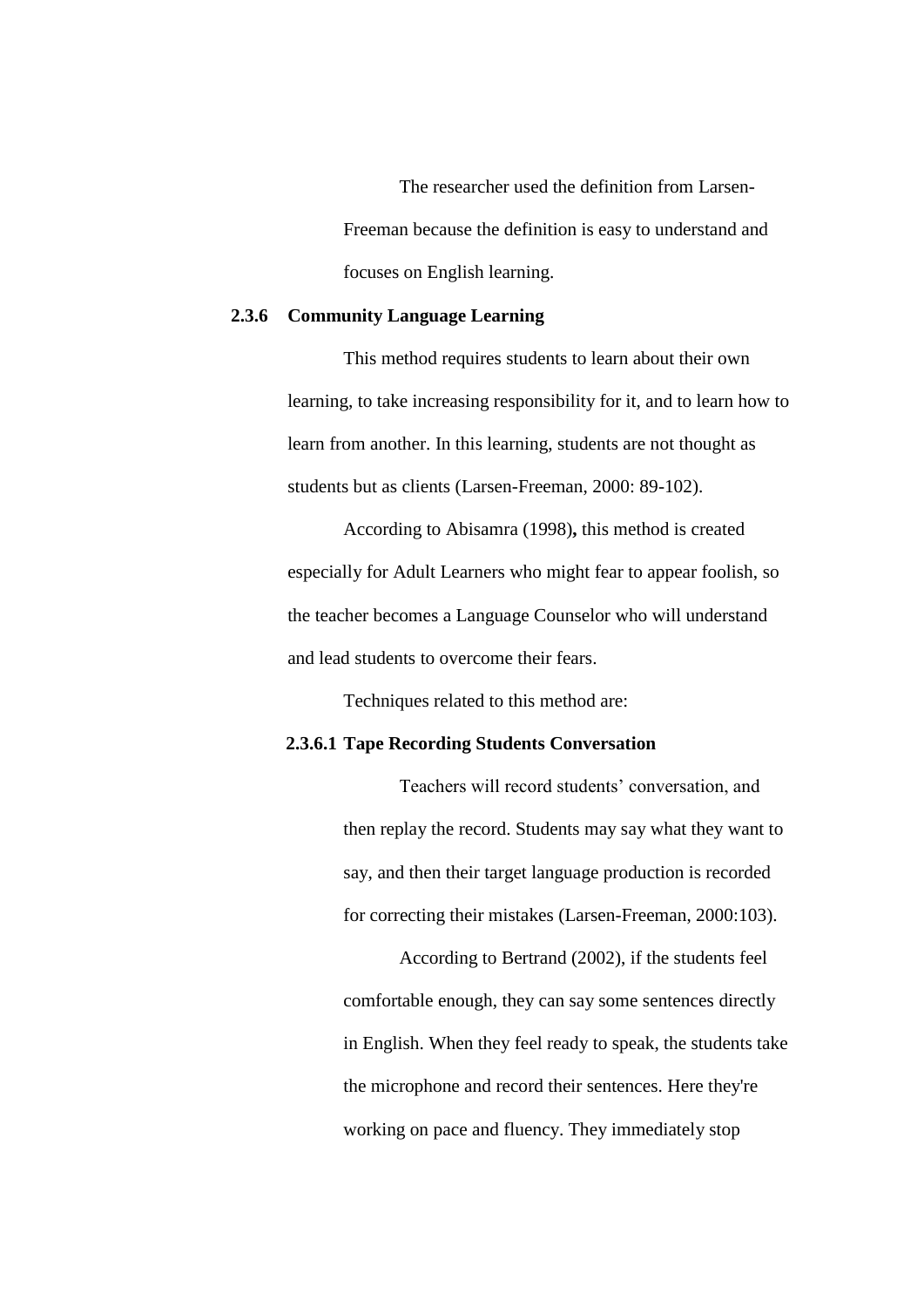The researcher used the definition from Larsen-Freeman because the definition is easy to understand and focuses on English learning.

### 2.3.6 Community Language Learning

This method requires students to learn about their own learning, to take increasing responsibility for it, and to learn how to learn from another. In this learning, students are not thought as students but as clients (Larsen-Freeman, 2000: 89-102).

According to Abisamra (1998)**,** this method is created especially for Adult Learners who might fear to appear foolish, so the teacher becomes a Language Counselor who will understand and lead students to overcome their fears.

Techniques related to this method are:

#### 2.3.6.1 Tape Recording Students Conversation

Teachers will record students' conversation, and then replay the record. Students may say what they want to say, and then their target language production is recorded for correcting their mistakes (Larsen-Freeman, 2000:103).

According to Bertrand (2002), if the students feel comfortable enough, they can say some sentences directly in English. When they feel ready to speak, the students take the microphone and record their sentences. Here they're working on pace and fluency. They immediately stop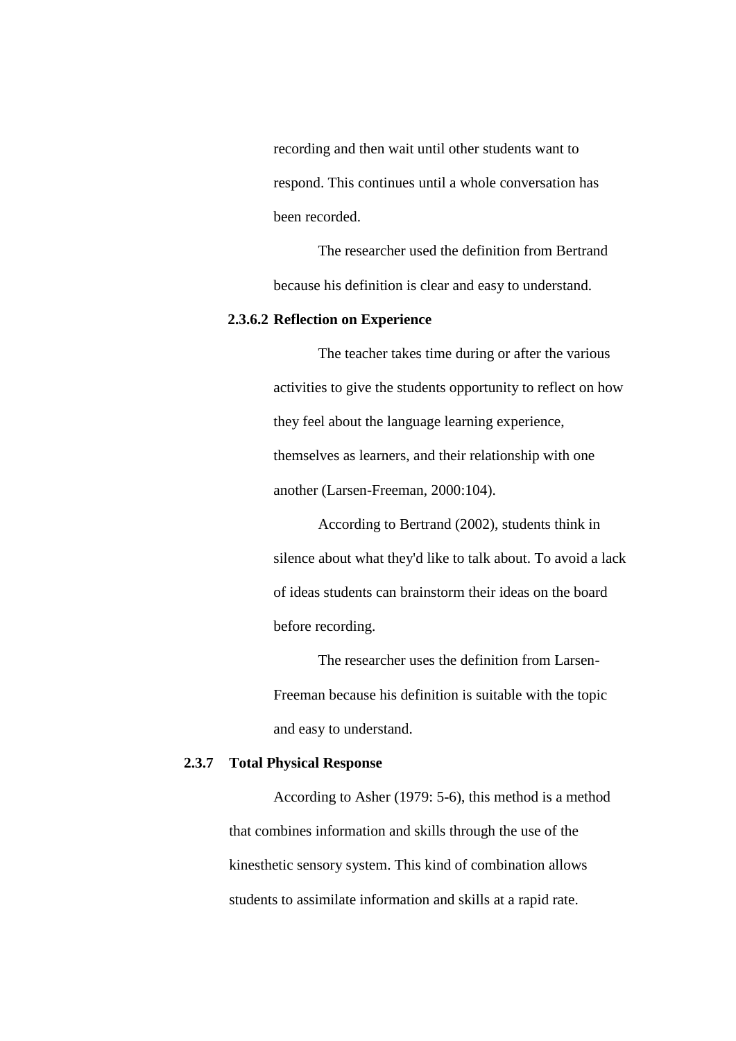recording and then wait until other students want to respond. This continues until a whole conversation has been recorded.

The researcher used the definition from Bertrand because his definition is clear and easy to understand.

#### 2.3.6.2 Reflection on Experience

The teacher takes time during or after the various activities to give the students opportunity to reflect on how they feel about the language learning experience, themselves as learners, and their relationship with one another (Larsen-Freeman, 2000:104).

According to Bertrand (2002), students think in silence about what they'd like to talk about. To avoid a lack of ideas students can brainstorm their ideas on the board before recording.

The researcher uses the definition from Larsen-Freeman because his definition is suitable with the topic and easy to understand.

### 2.3.7 Total Physical Response

According to Asher (1979: 5-6), this method is a method that combines information and skills through the use of the kinesthetic sensory system. This kind of combination allows students to assimilate information and skills at a rapid rate.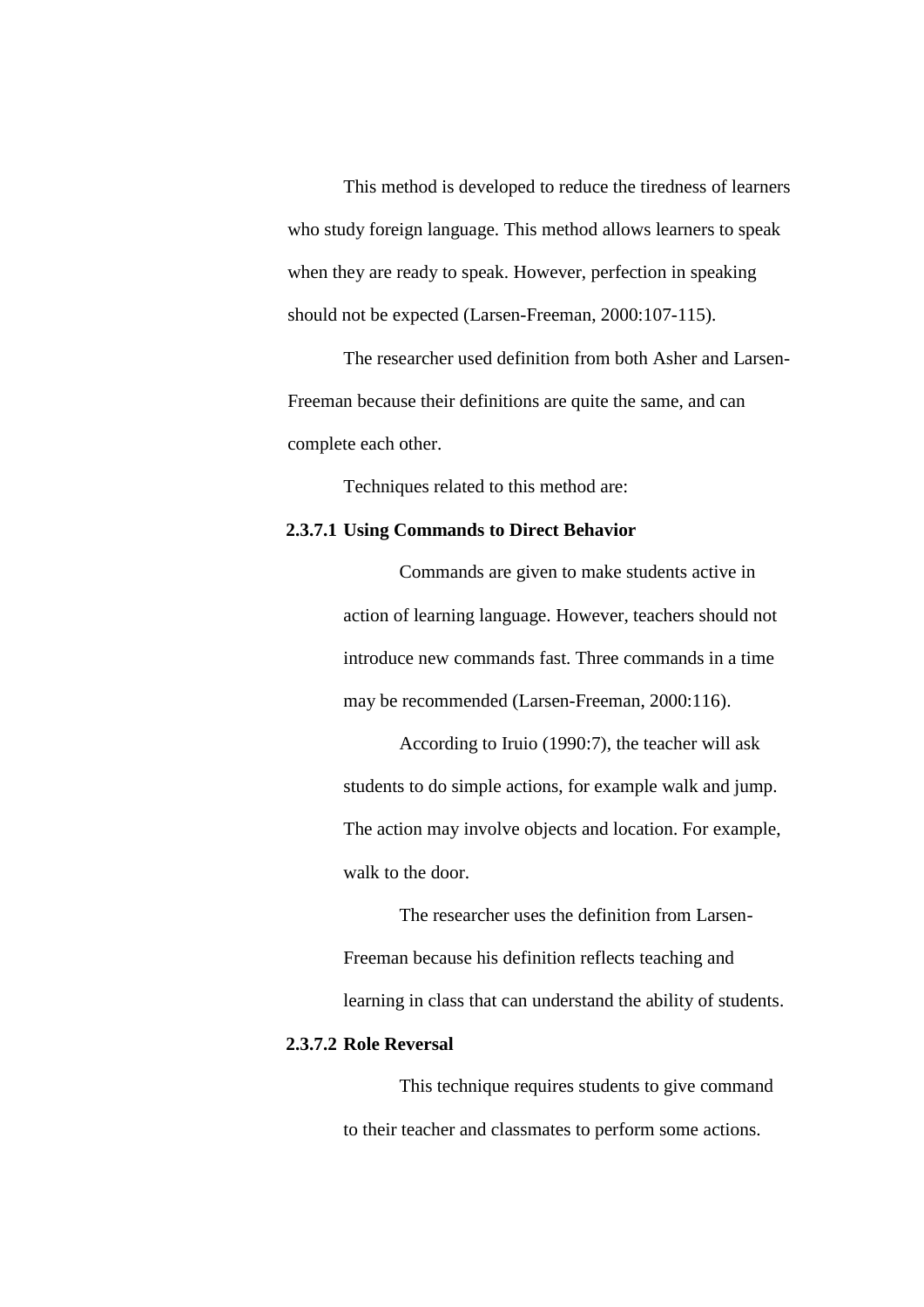This method is developed to reduce the tiredness of learners who study foreign language. This method allows learners to speak when they are ready to speak. However, perfection in speaking should not be expected (Larsen-Freeman, 2000:107-115).

The researcher used definition from both Asher and Larsen-Freeman because their definitions are quite the same, and can complete each other.

Techniques related to this method are:

#### 2.3.7.1 Using Commands to Direct Behavior

Commands are given to make students active in action of learning language. However, teachers should not introduce new commands fast. Three commands in a time may be recommended (Larsen-Freeman, 2000:116).

According to Iruio (1990:7), the teacher will ask students to do simple actions, for example walk and jump. The action may involve objects and location. For example, walk to the door.

The researcher uses the definition from Larsen-Freeman because his definition reflects teaching and learning in class that can understand the ability of students.

#### 2.3.7.2 Role Reversal

This technique requires students to give command to their teacher and classmates to perform some actions.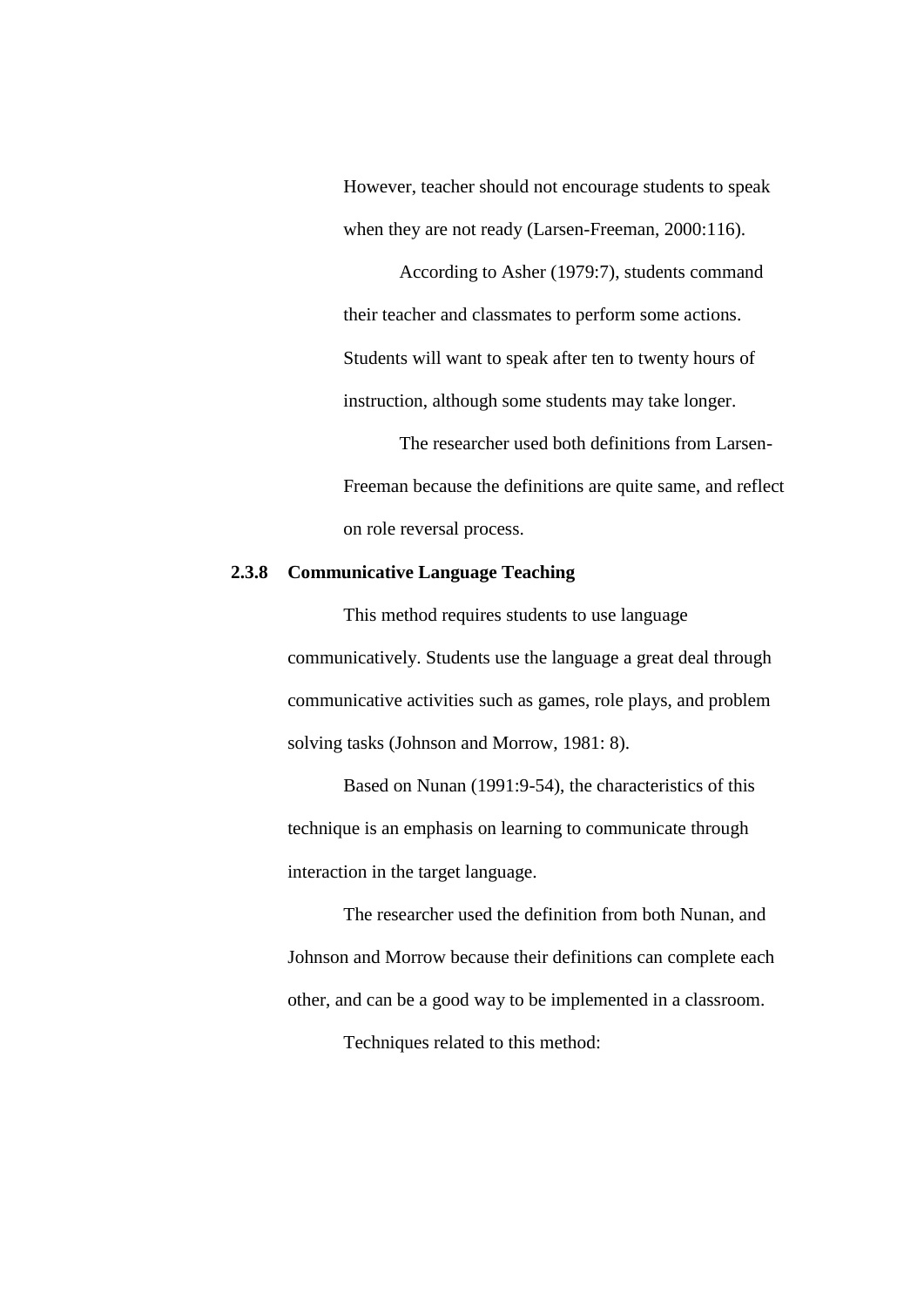However, teacher should not encourage students to speak when they are not ready (Larsen-Freeman, 2000:116).

According to Asher (1979:7), students command their teacher and classmates to perform some actions. Students will want to speak after ten to twenty hours of instruction, although some students may take longer.

The researcher used both definitions from Larsen-Freeman because the definitions are quite same, and reflect on role reversal process.

### 2.3.8 Communicative Language Teaching

This method requires students to use language communicatively. Students use the language a great deal through communicative activities such as games, role plays, and problem solving tasks (Johnson and Morrow, 1981: 8).

Based on Nunan (1991:9-54), the characteristics of this technique is an emphasis on learning to communicate through interaction in the target language.

The researcher used the definition from both Nunan, and Johnson and Morrow because their definitions can complete each other, and can be a good way to be implemented in a classroom.

Techniques related to this method: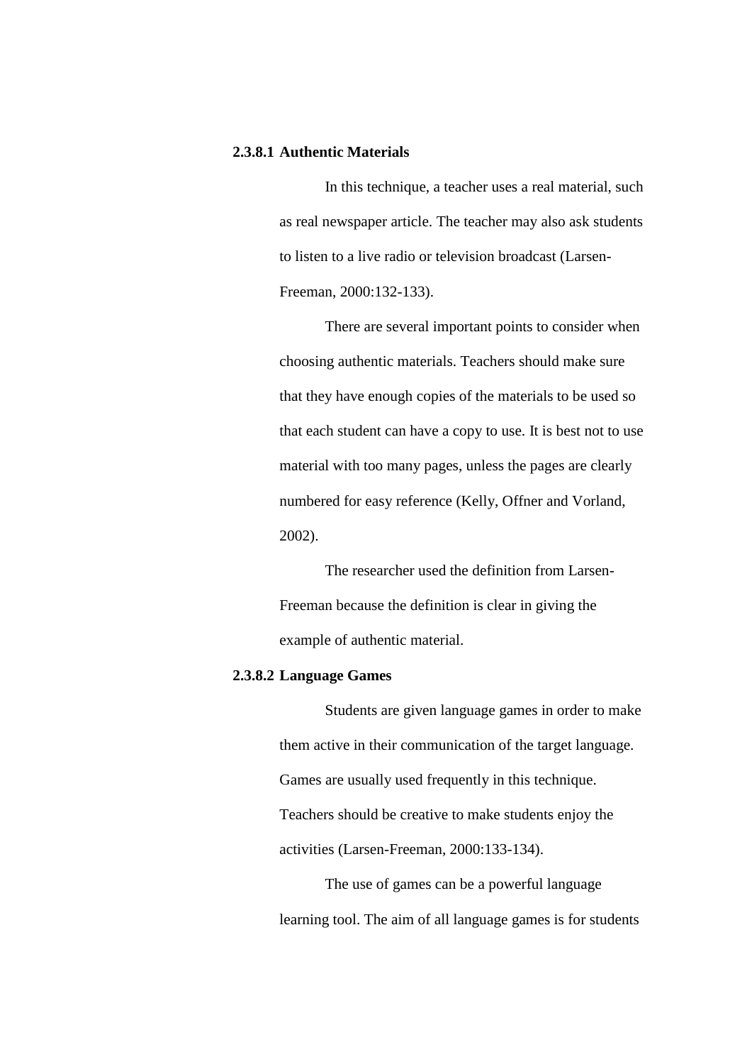#### 2.3.8.1 Authentic Materials

In this technique, a teacher uses a real material, such as real newspaper article. The teacher may also ask students to listen to a live radio or television broadcast (Larsen-Freeman, 2000:132-133).

There are several important points to consider when choosing authentic materials. Teachers should make sure that they have enough copies of the materials to be used so that each student can have a copy to use. It is best not to use material with too many pages, unless the pages are clearly numbered for easy reference (Kelly, Offner and Vorland, 2002).

The researcher used the definition from Larsen-Freeman because the definition is clear in giving the example of authentic material.

#### 2.3.8.2 Language Games

Students are given language games in order to make them active in their communication of the target language. Games are usually used frequently in this technique. Teachers should be creative to make students enjoy the activities (Larsen-Freeman, 2000:133-134).

The use of games can be a powerful language learning tool. The aim of all language games is for students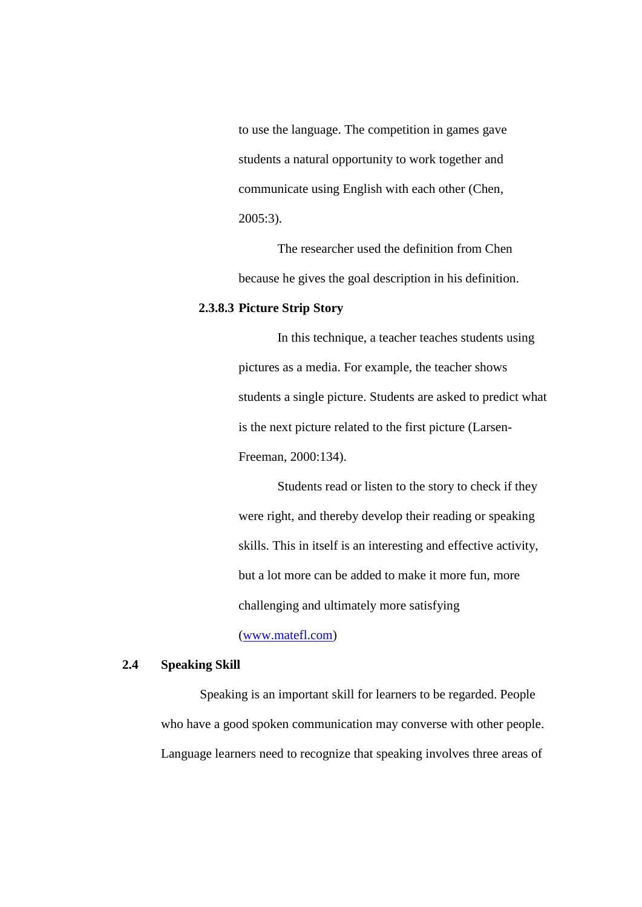to use the language. The competition in games gave students a natural opportunity to work together and communicate using English with each other (Chen, 2005:3).

The researcher used the definition from Chen because he gives the goal description in his definition.

#### 2.3.8.3 Picture Strip Story

In this technique, a teacher teaches students using pictures as a media. For example, the teacher shows students a single picture. Students are asked to predict what is the next picture related to the first picture (Larsen-Freeman, 2000:134).

Students read or listen to the story to check if they were right, and thereby develop their reading or speaking skills. This in itself is an interesting and effective activity, but a lot more can be added to make it more fun, more challenging and ultimately more satisfying (www.matefl.com)

## 2.4 Speaking Skill

Speaking is an important skill for learners to be regarded. People who have a good spoken communication may converse with other people. Language learners need to recognize that speaking involves three areas of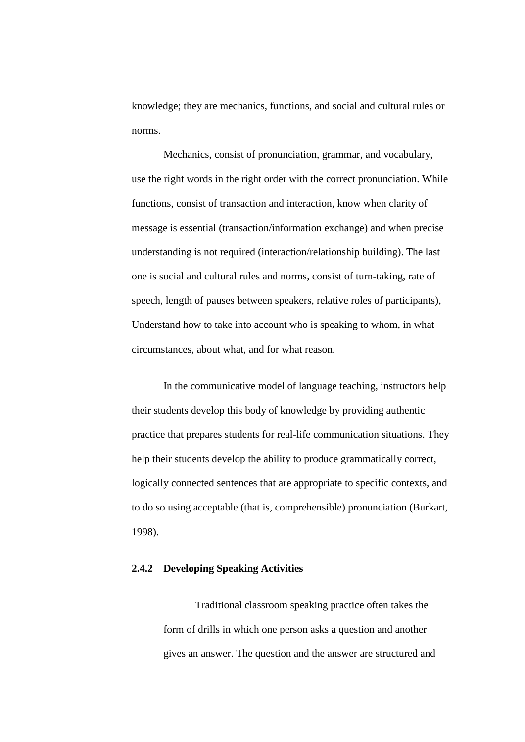knowledge; they are mechanics, functions, and social and cultural rules or norms.

Mechanics, consist of pronunciation, grammar, and vocabulary, use the right words in the right order with the correct pronunciation. While functions, consist of transaction and interaction, know when clarity of message is essential (transaction/information exchange) and when precise understanding is not required (interaction/relationship building). The last one is social and cultural rules and norms, consist of turn-taking, rate of speech, length of pauses between speakers, relative roles of participants), Understand how to take into account who is speaking to whom, in what circumstances, about what, and for what reason.

In the communicative model of language teaching, instructors help their students develop this body of knowledge by providing authentic practice that prepares students for real-life communication situations. They help their students develop the ability to produce grammatically correct, logically connected sentences that are appropriate to specific contexts, and to do so using acceptable (that is, comprehensible) pronunciation (Burkart, 1998).

### 2.4.2 Developing Speaking Activities

> Traditional classroom speaking practice often takes the form of drills in which one person asks a question and another gives an answer. The question and the answer are structured and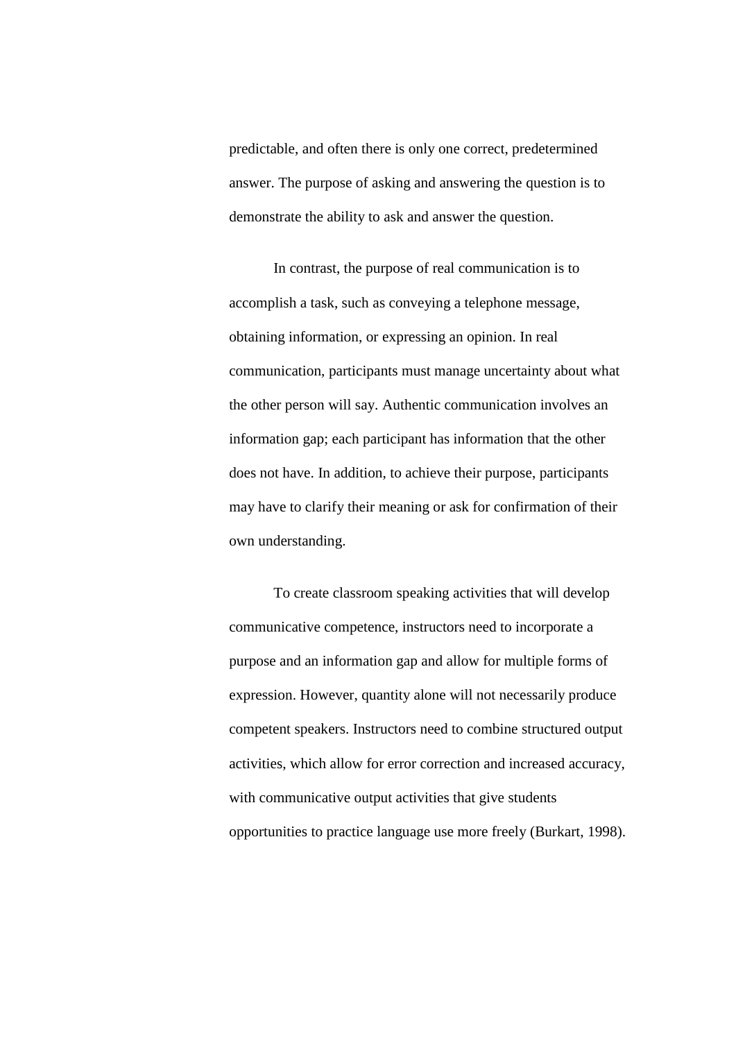predictable, and often there is only one correct, predetermined answer. The purpose of asking and answering the question is to demonstrate the ability to ask and answer the question.

In contrast, the purpose of real communication is to accomplish a task, such as conveying a telephone message, obtaining information, or expressing an opinion. In real communication, participants must manage uncertainty about what the other person will say. Authentic communication involves an information gap; each participant has information that the other does not have. In addition, to achieve their purpose, participants may have to clarify their meaning or ask for confirmation of their own understanding.

To create classroom speaking activities that will develop communicative competence, instructors need to incorporate a purpose and an information gap and allow for multiple forms of expression. However, quantity alone will not necessarily produce competent speakers. Instructors need to combine structured output activities, which allow for error correction and increased accuracy, with communicative output activities that give students opportunities to practice language use more freely (Burkart, 1998).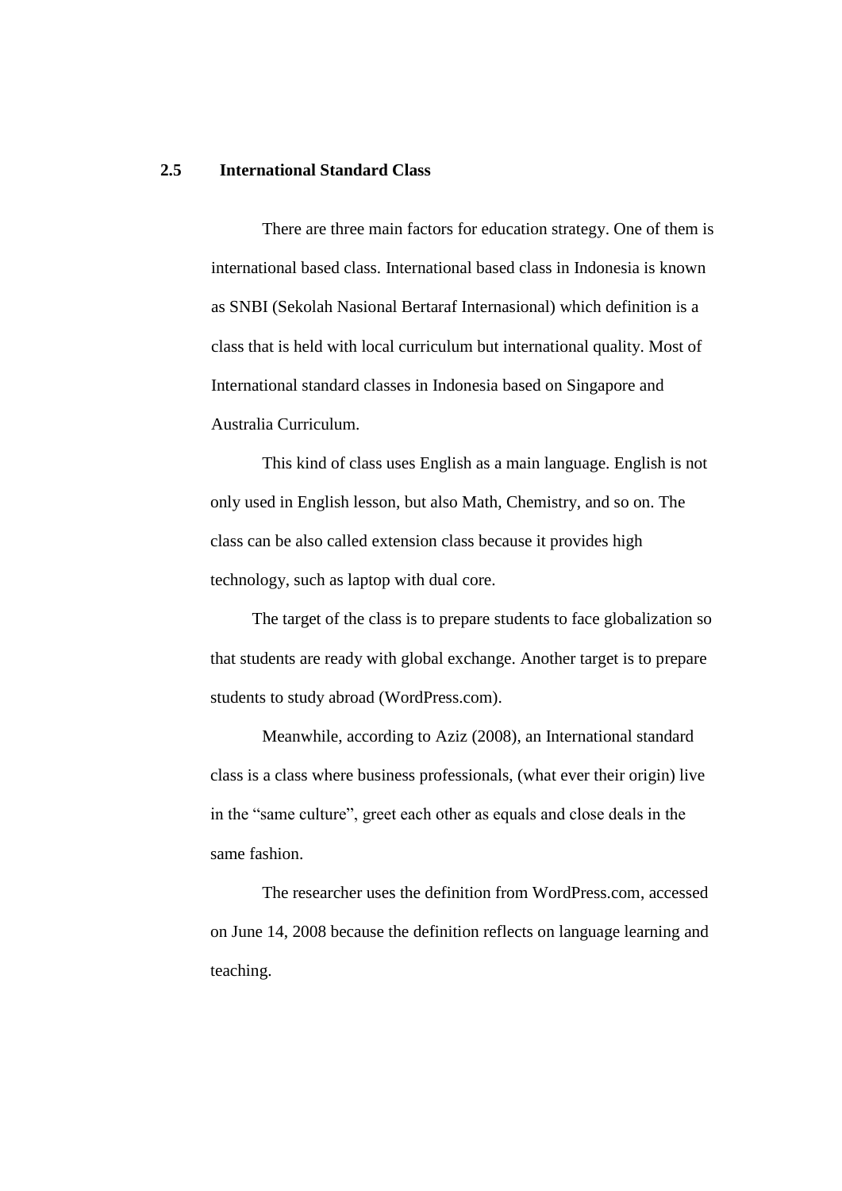## 2.5 International Standard Class

There are three main factors for education strategy. One of them is international based class. International based class in Indonesia is known as SNBI (Sekolah Nasional Bertaraf Internasional) which definition is a class that is held with local curriculum but international quality. Most of International standard classes in Indonesia based on Singapore and Australia Curriculum.

This kind of class uses English as a main language. English is not only used in English lesson, but also Math, Chemistry, and so on. The class can be also called extension class because it provides high technology, such as laptop with dual core.

The target of the class is to prepare students to face globalization so that students are ready with global exchange. Another target is to prepare students to study abroad (WordPress.com).

Meanwhile, according to Aziz (2008), an International standard class is a class where business professionals, (what ever their origin) live in the "same culture", greet each other as equals and close deals in the same fashion.

The researcher uses the definition from WordPress.com, accessed on June 14, 2008 because the definition reflects on language learning and teaching.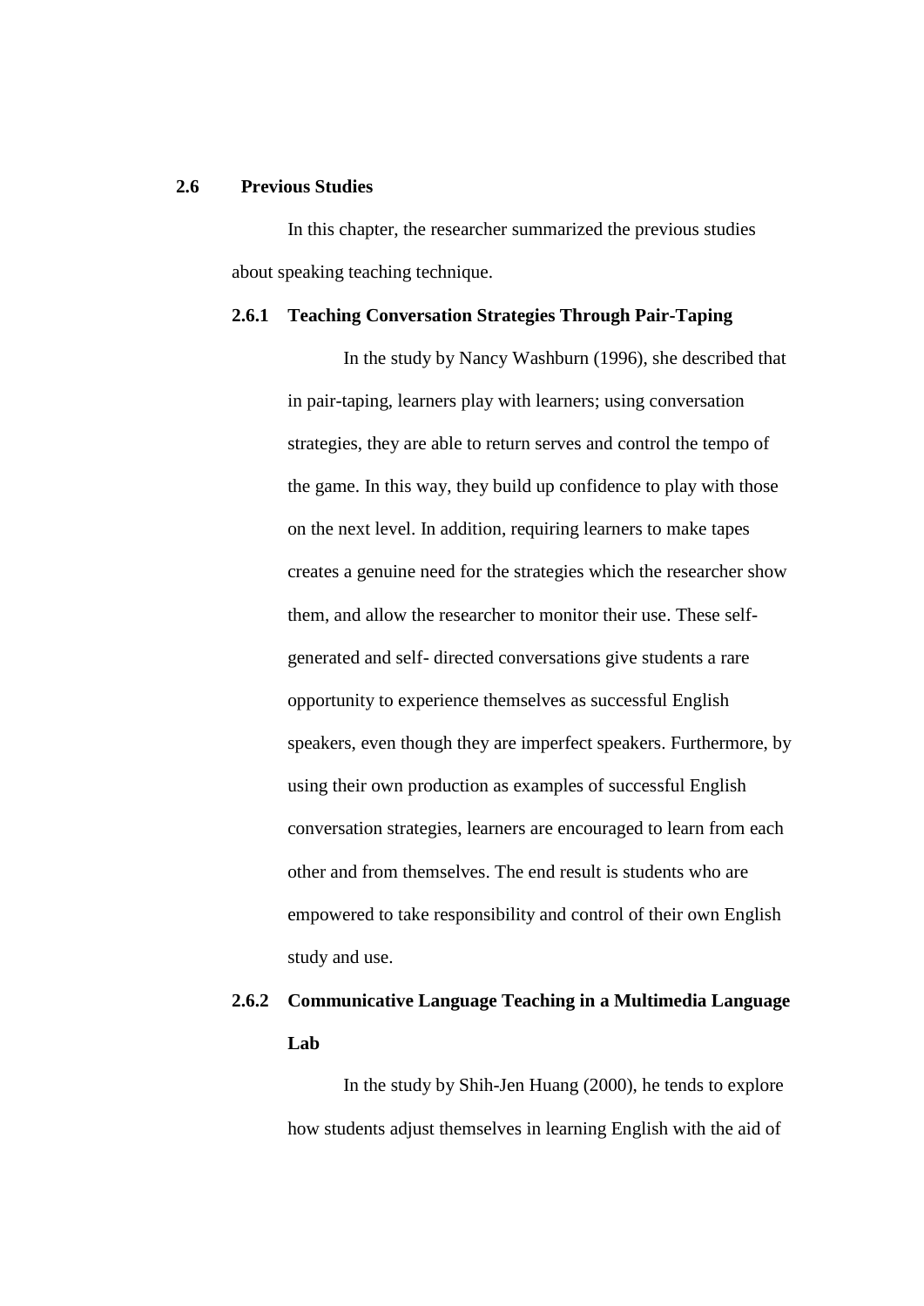## 2.6 Previous Studies

In this chapter, the researcher summarized the previous studies about speaking teaching technique.

### 2.6.1 Teaching Conversation Strategies Through Pair-Taping

In the study by Nancy Washburn (1996), she described that in pair-taping, learners play with learners; using conversation strategies, they are able to return serves and control the tempo of the game. In this way, they build up confidence to play with those on the next level. In addition, requiring learners to make tapes creates a genuine need for the strategies which the researcher show them, and allow the researcher to monitor their use. These self-generated and self- directed conversations give students a rare opportunity to experience themselves as successful English speakers, even though they are imperfect speakers. Furthermore, by using their own production as examples of successful English conversation strategies, learners are encouraged to learn from each other and from themselves. The end result is students who are empowered to take responsibility and control of their own English study and use.

### 2.6.2 Communicative Language Teaching in a Multimedia Language Lab

In the study by Shih-Jen Huang (2000), he tends to explore how students adjust themselves in learning English with the aid of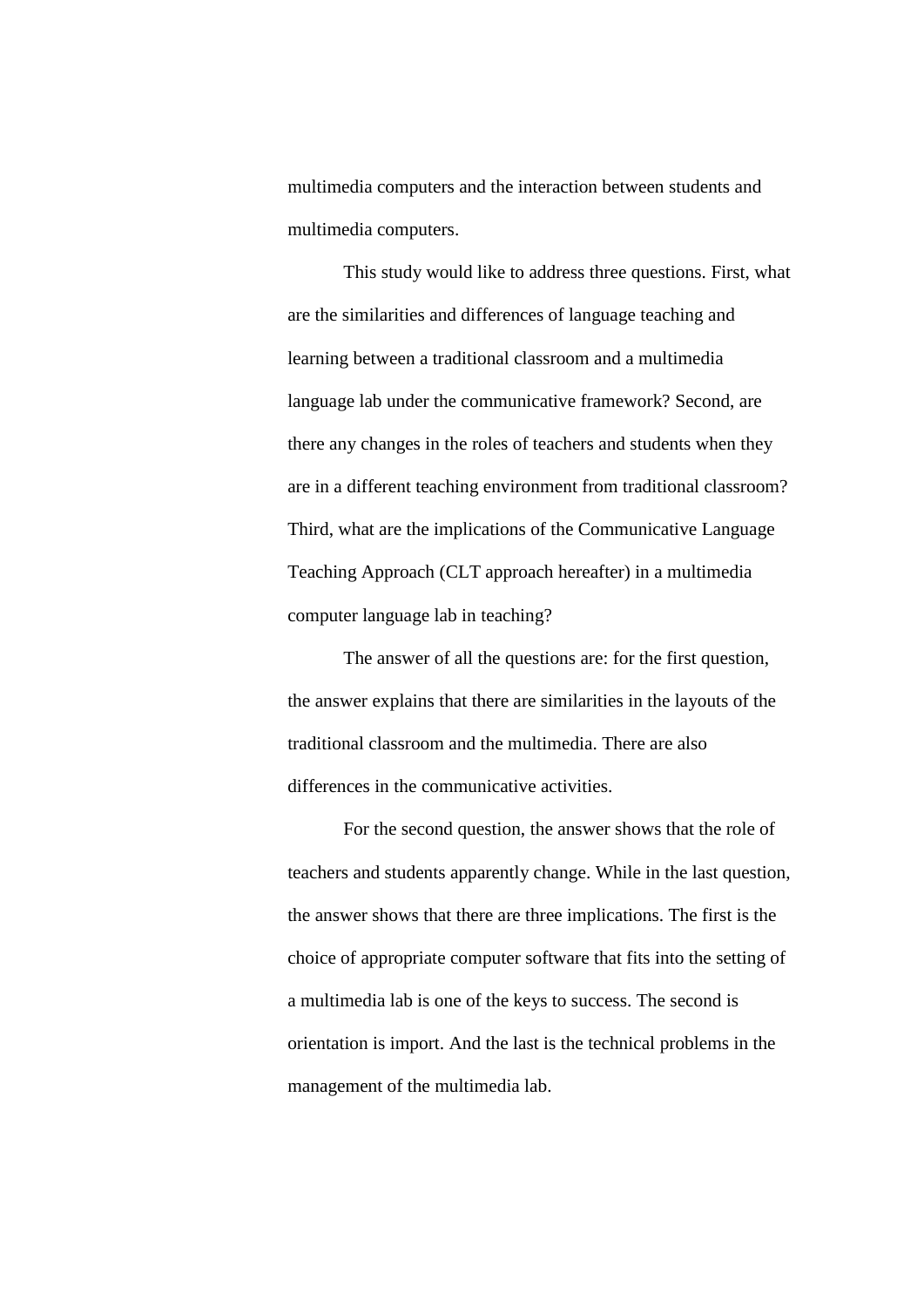multimedia computers and the interaction between students and multimedia computers.

This study would like to address three questions. First, what are the similarities and differences of language teaching and learning between a traditional classroom and a multimedia language lab under the communicative framework? Second, are there any changes in the roles of teachers and students when they are in a different teaching environment from traditional classroom? Third, what are the implications of the Communicative Language Teaching Approach (CLT approach hereafter) in a multimedia computer language lab in teaching?

The answer of all the questions are: for the first question, the answer explains that there are similarities in the layouts of the traditional classroom and the multimedia. There are also differences in the communicative activities.

For the second question, the answer shows that the role of teachers and students apparently change. While in the last question, the answer shows that there are three implications. The first is the choice of appropriate computer software that fits into the setting of a multimedia lab is one of the keys to success. The second is orientation is import. And the last is the technical problems in the management of the multimedia lab.